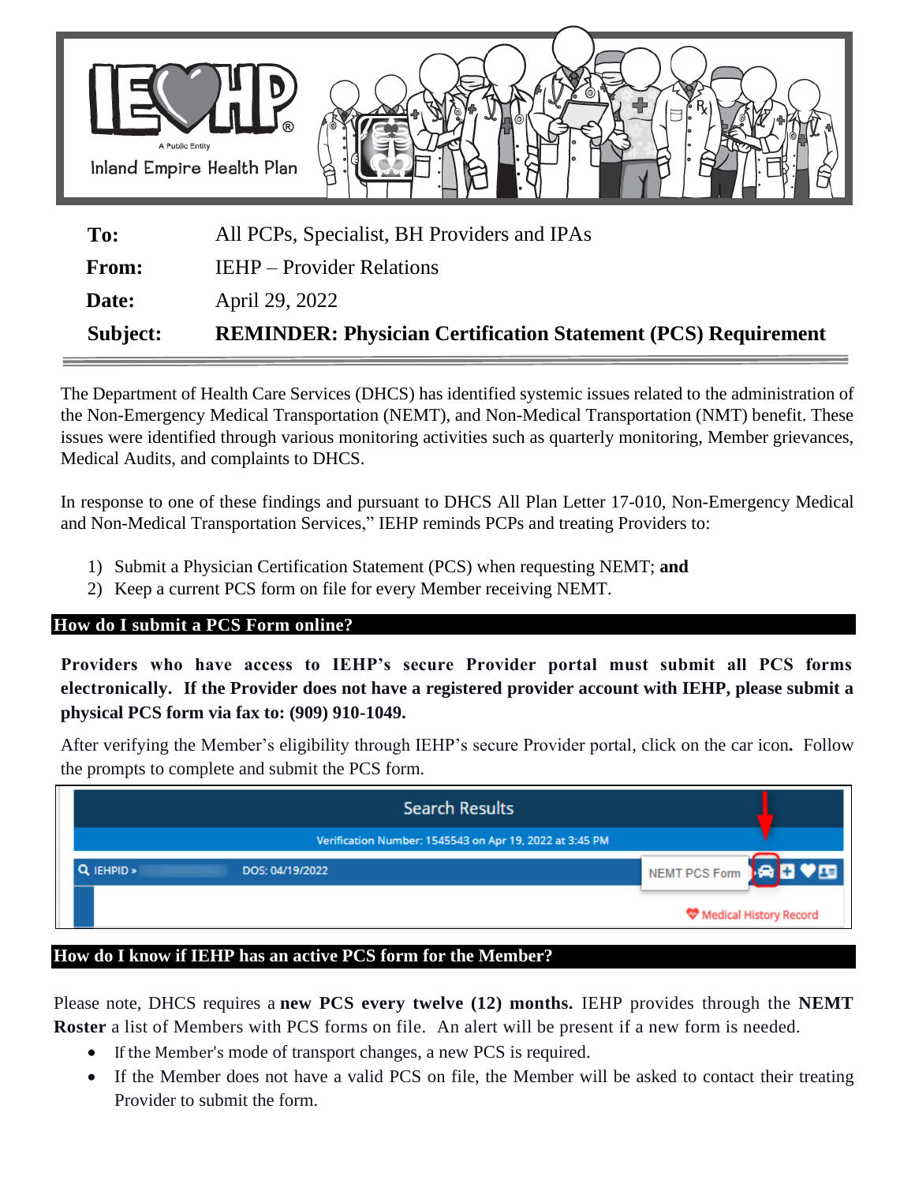| | |
|---|---|
| **To:** | All PCPs, Specialist, BH Providers and IPAs |
| **From:** | IEHP – Provider Relations |
| **Date:** | April 29, 2022 |
| **Subject:** | **REMINDER: Physician Certification Statement (PCS) Requirement** |

The Department of Health Care Services (DHCS) has identified systemic issues related to the administration of the Non-Emergency Medical Transportation (NEMT), and Non-Medical Transportation (NMT) benefit. These issues were identified through various monitoring activities such as quarterly monitoring, Member grievances, Medical Audits, and complaints to DHCS.

In response to one of these findings and pursuant to DHCS All Plan Letter 17-010, Non-Emergency Medical and Non-Medical Transportation Services," IEHP reminds PCPs and treating Providers to:

1) Submit a Physician Certification Statement (PCS) when requesting NEMT; **and**
2) Keep a current PCS form on file for every Member receiving NEMT.

## How do I submit a PCS Form online?

**Providers who have access to IEHP's secure Provider portal must submit all PCS forms electronically. If the Provider does not have a registered provider account with IEHP, please submit a physical PCS form via fax to: (909) 910-1049.**

After verifying the Member's eligibility through IEHP's secure Provider portal, click on the car icon**.** Follow the prompts to complete and submit the PCS form.

## How do I know if IEHP has an active PCS form for the Member?

Please note, DHCS requires a **new PCS every twelve (12) months.** IEHP provides through the **NEMT Roster** a list of Members with PCS forms on file. An alert will be present if a new form is needed.

- If the Member's mode of transport changes, a new PCS is required.
- If the Member does not have a valid PCS on file, the Member will be asked to contact their treating Provider to submit the form.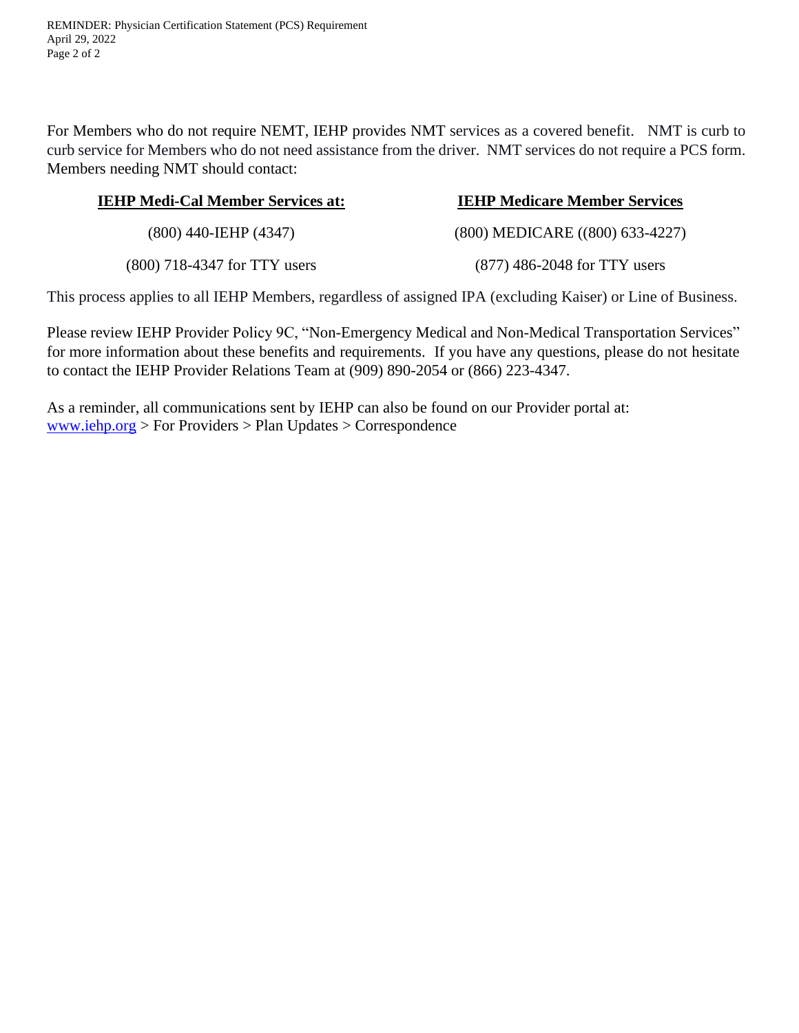For Members who do not require NEMT, IEHP provides NMT services as a covered benefit. NMT is curb to curb service for Members who do not need assistance from the driver. NMT services do not require a PCS form. Members needing NMT should contact:

| **IEHP Medi-Cal Member Services at:** | **IEHP Medicare Member Services** |
|---|---|
| (800) 440-IEHP (4347) | (800) MEDICARE ((800) 633-4227) |
| (800) 718-4347 for TTY users | (877) 486-2048 for TTY users |

This process applies to all IEHP Members, regardless of assigned IPA (excluding Kaiser) or Line of Business.

Please review IEHP Provider Policy 9C, "Non-Emergency Medical and Non-Medical Transportation Services" for more information about these benefits and requirements. If you have any questions, please do not hesitate to contact the IEHP Provider Relations Team at (909) 890-2054 or (866) 223-4347.

As a reminder, all communications sent by IEHP can also be found on our Provider portal at:
[www.iehp.org](http://www.iehp.org) > For Providers > Plan Updates > Correspondence